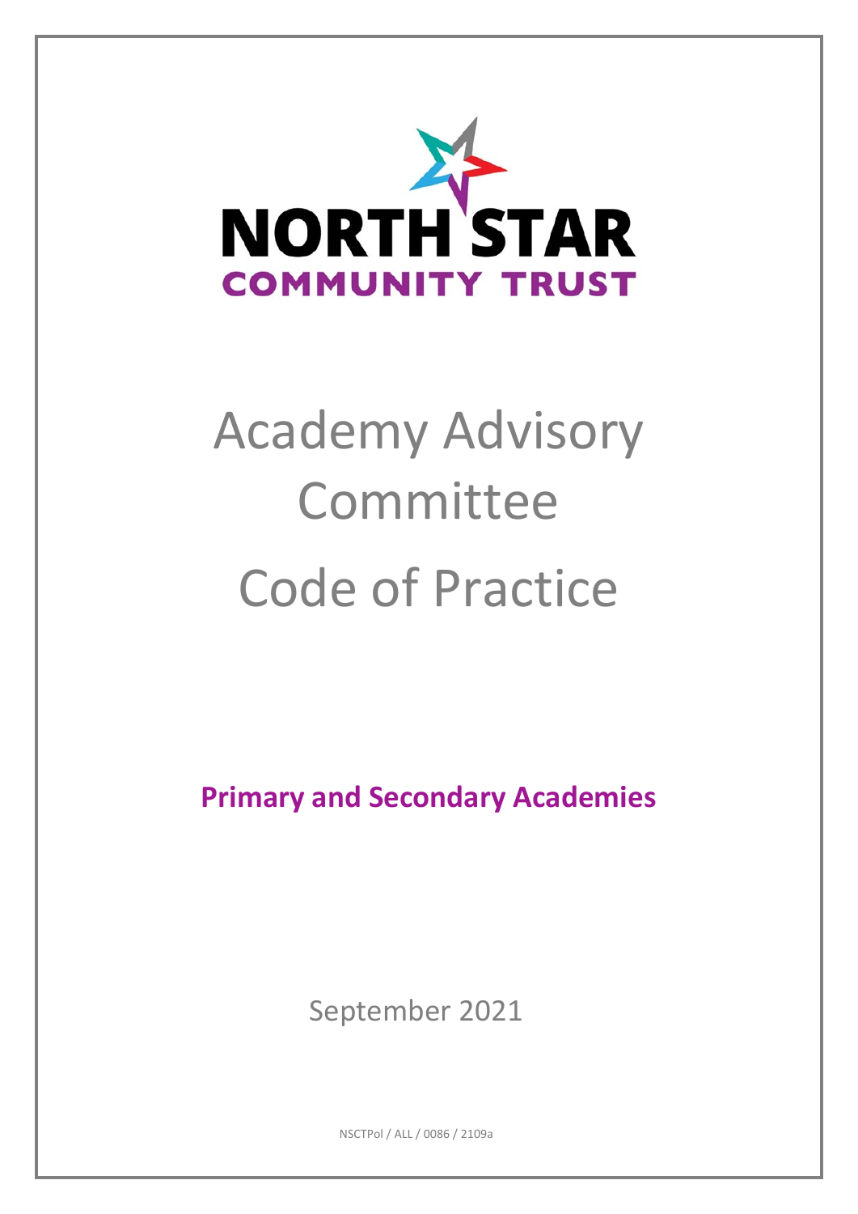NORTH STAR
COMMUNITY TRUST

# Academy Advisory Committee Code of Practice

**Primary and Secondary Academies**

September 2021

NSCTPol / ALL / 0086 / 2109a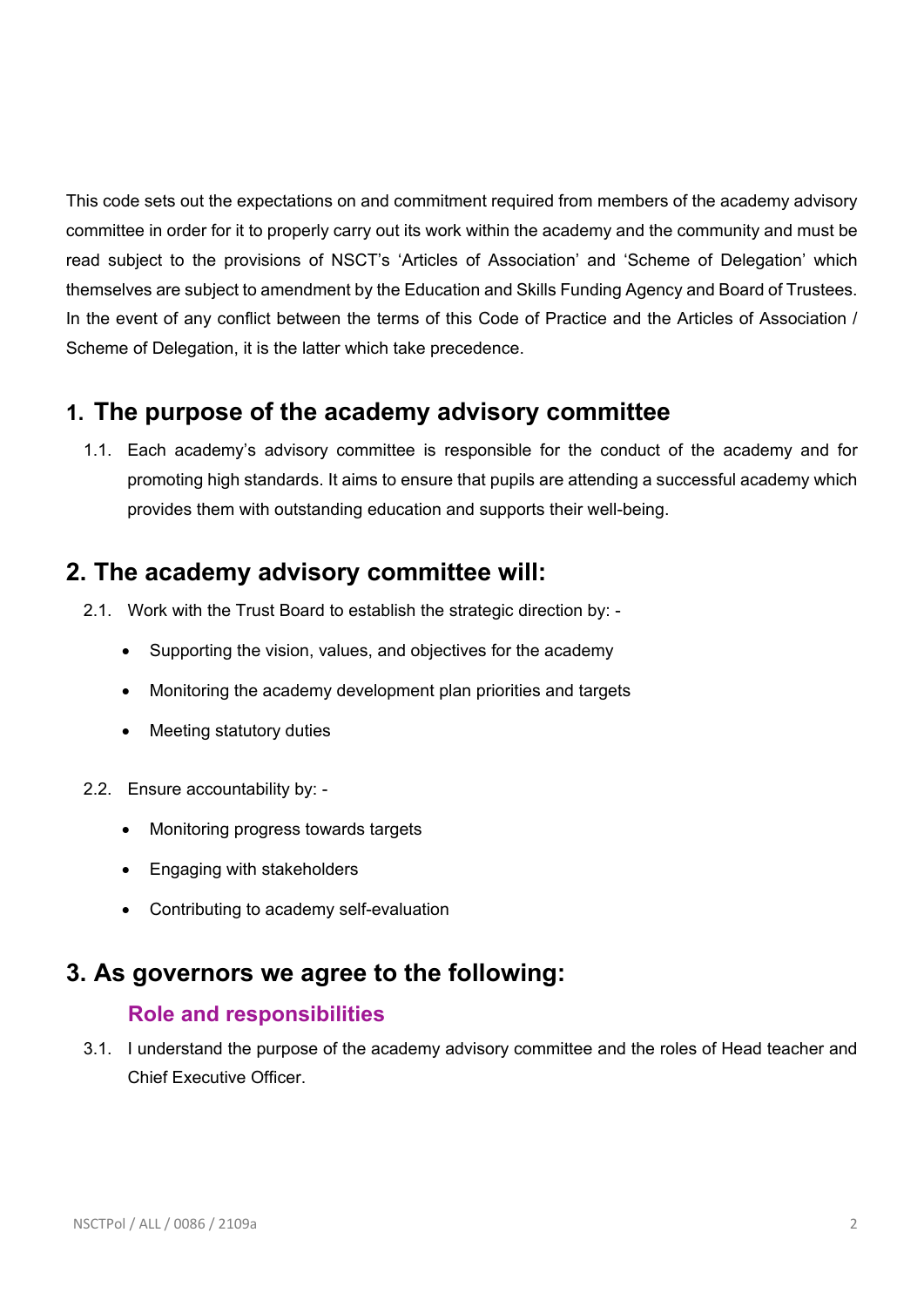This code sets out the expectations on and commitment required from members of the academy advisory committee in order for it to properly carry out its work within the academy and the community and must be read subject to the provisions of NSCT's 'Articles of Association' and 'Scheme of Delegation' which themselves are subject to amendment by the Education and Skills Funding Agency and Board of Trustees. In the event of any conflict between the terms of this Code of Practice and the Articles of Association / Scheme of Delegation, it is the latter which take precedence.

## 1. The purpose of the academy advisory committee

1.1. Each academy's advisory committee is responsible for the conduct of the academy and for promoting high standards. It aims to ensure that pupils are attending a successful academy which provides them with outstanding education and supports their well-being.

## 2. The academy advisory committee will:

2.1. Work with the Trust Board to establish the strategic direction by: -

- Supporting the vision, values, and objectives for the academy
- Monitoring the academy development plan priorities and targets
- Meeting statutory duties

2.2. Ensure accountability by: -

- Monitoring progress towards targets
- Engaging with stakeholders
- Contributing to academy self-evaluation

## 3. As governors we agree to the following:

### Role and responsibilities

3.1. I understand the purpose of the academy advisory committee and the roles of Head teacher and Chief Executive Officer.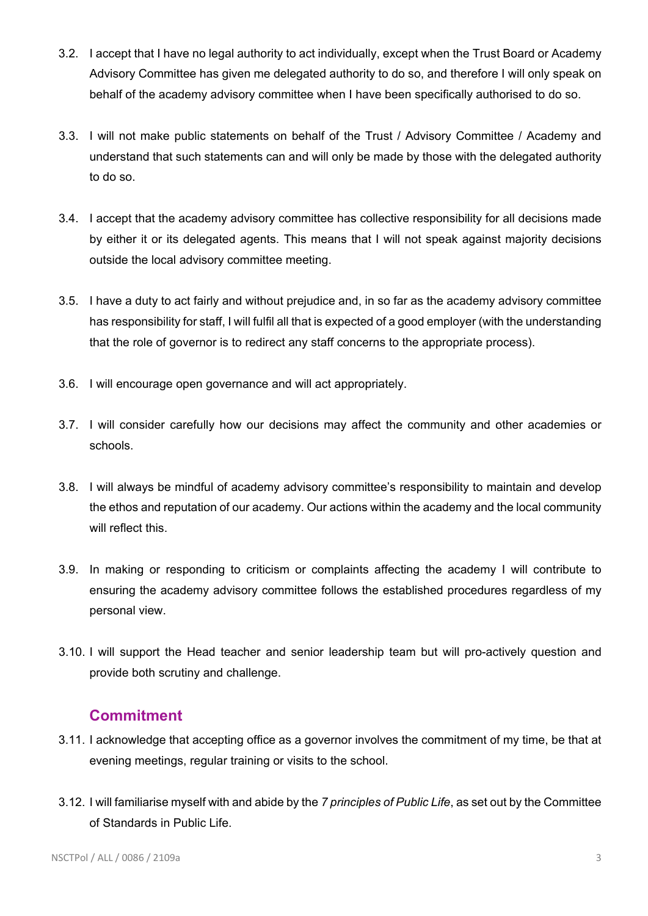3.2. I accept that I have no legal authority to act individually, except when the Trust Board or Academy Advisory Committee has given me delegated authority to do so, and therefore I will only speak on behalf of the academy advisory committee when I have been specifically authorised to do so.

3.3. I will not make public statements on behalf of the Trust / Advisory Committee / Academy and understand that such statements can and will only be made by those with the delegated authority to do so.

3.4. I accept that the academy advisory committee has collective responsibility for all decisions made by either it or its delegated agents. This means that I will not speak against majority decisions outside the local advisory committee meeting.

3.5. I have a duty to act fairly and without prejudice and, in so far as the academy advisory committee has responsibility for staff, I will fulfil all that is expected of a good employer (with the understanding that the role of governor is to redirect any staff concerns to the appropriate process).

3.6. I will encourage open governance and will act appropriately.

3.7. I will consider carefully how our decisions may affect the community and other academies or schools.

3.8. I will always be mindful of academy advisory committee's responsibility to maintain and develop the ethos and reputation of our academy. Our actions within the academy and the local community will reflect this.

3.9. In making or responding to criticism or complaints affecting the academy I will contribute to ensuring the academy advisory committee follows the established procedures regardless of my personal view.

3.10. I will support the Head teacher and senior leadership team but will pro-actively question and provide both scrutiny and challenge.

## Commitment

3.11. I acknowledge that accepting office as a governor involves the commitment of my time, be that at evening meetings, regular training or visits to the school.

3.12. I will familiarise myself with and abide by the *7 principles of Public Life*, as set out by the Committee of Standards in Public Life.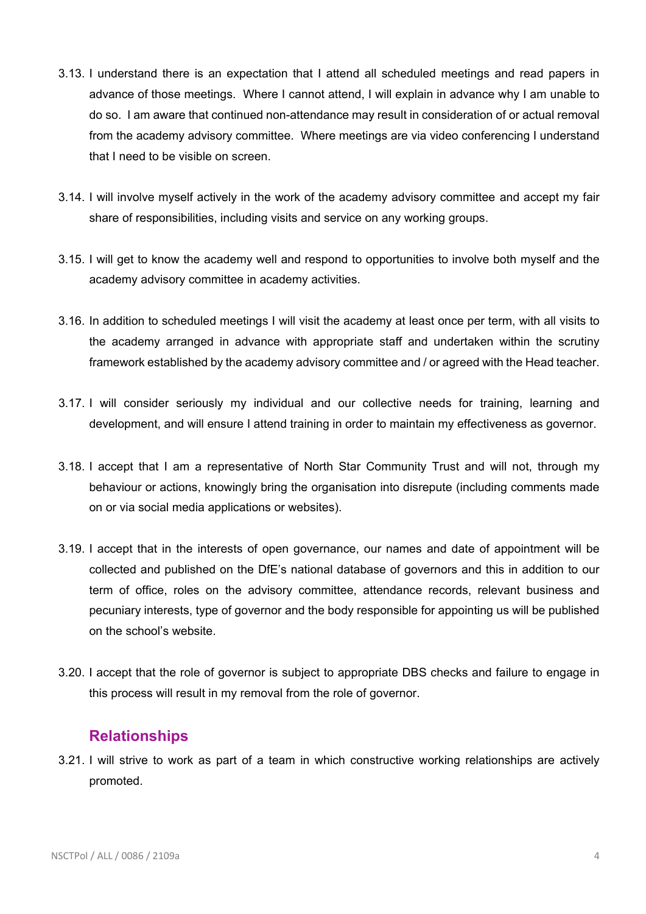3.13. I understand there is an expectation that I attend all scheduled meetings and read papers in advance of those meetings. Where I cannot attend, I will explain in advance why I am unable to do so. I am aware that continued non-attendance may result in consideration of or actual removal from the academy advisory committee. Where meetings are via video conferencing I understand that I need to be visible on screen.

3.14. I will involve myself actively in the work of the academy advisory committee and accept my fair share of responsibilities, including visits and service on any working groups.

3.15. I will get to know the academy well and respond to opportunities to involve both myself and the academy advisory committee in academy activities.

3.16. In addition to scheduled meetings I will visit the academy at least once per term, with all visits to the academy arranged in advance with appropriate staff and undertaken within the scrutiny framework established by the academy advisory committee and / or agreed with the Head teacher.

3.17. I will consider seriously my individual and our collective needs for training, learning and development, and will ensure I attend training in order to maintain my effectiveness as governor.

3.18. I accept that I am a representative of North Star Community Trust and will not, through my behaviour or actions, knowingly bring the organisation into disrepute (including comments made on or via social media applications or websites).

3.19. I accept that in the interests of open governance, our names and date of appointment will be collected and published on the DfE's national database of governors and this in addition to our term of office, roles on the advisory committee, attendance records, relevant business and pecuniary interests, type of governor and the body responsible for appointing us will be published on the school's website.

3.20. I accept that the role of governor is subject to appropriate DBS checks and failure to engage in this process will result in my removal from the role of governor.

## Relationships

3.21. I will strive to work as part of a team in which constructive working relationships are actively promoted.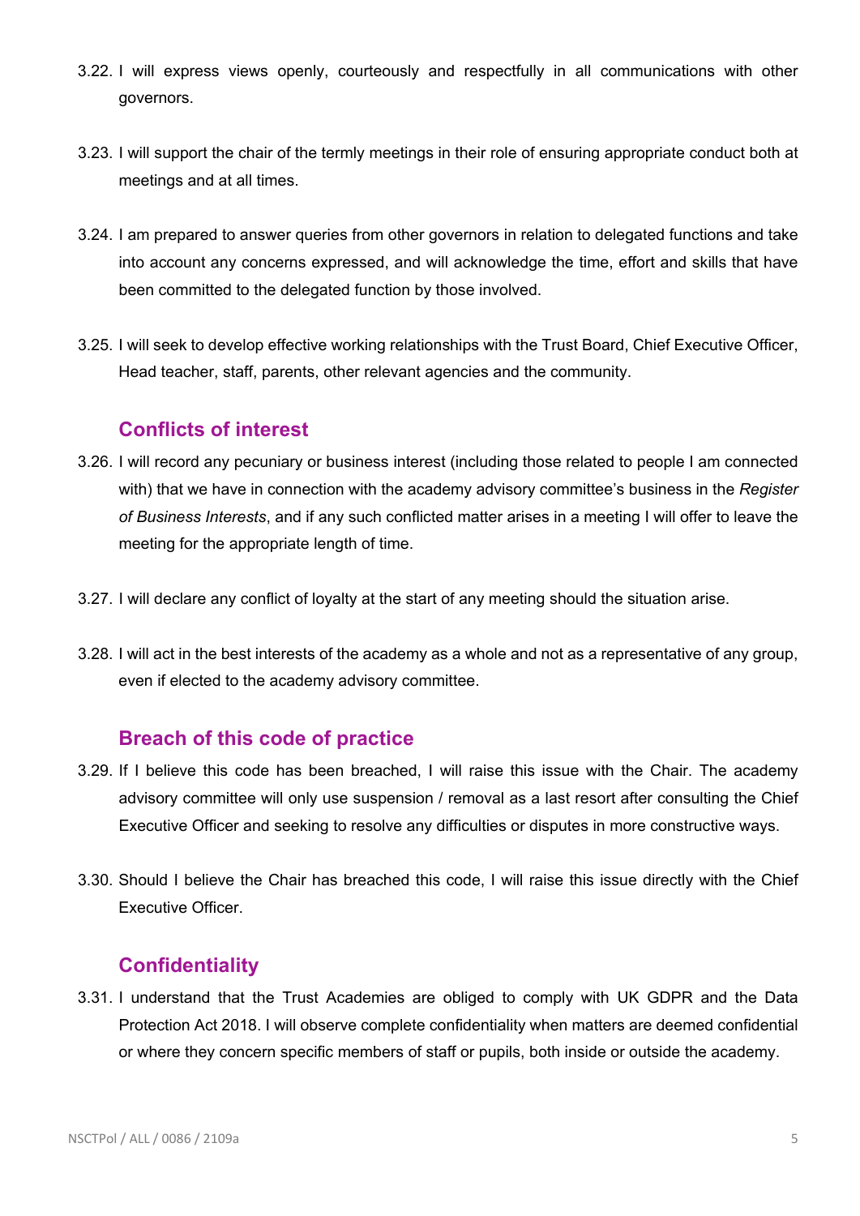3.22. I will express views openly, courteously and respectfully in all communications with other governors.

3.23. I will support the chair of the termly meetings in their role of ensuring appropriate conduct both at meetings and at all times.

3.24. I am prepared to answer queries from other governors in relation to delegated functions and take into account any concerns expressed, and will acknowledge the time, effort and skills that have been committed to the delegated function by those involved.

3.25. I will seek to develop effective working relationships with the Trust Board, Chief Executive Officer, Head teacher, staff, parents, other relevant agencies and the community.

## Conflicts of interest

3.26. I will record any pecuniary or business interest (including those related to people I am connected with) that we have in connection with the academy advisory committee's business in the *Register of Business Interests*, and if any such conflicted matter arises in a meeting I will offer to leave the meeting for the appropriate length of time.

3.27. I will declare any conflict of loyalty at the start of any meeting should the situation arise.

3.28. I will act in the best interests of the academy as a whole and not as a representative of any group, even if elected to the academy advisory committee.

## Breach of this code of practice

3.29. If I believe this code has been breached, I will raise this issue with the Chair. The academy advisory committee will only use suspension / removal as a last resort after consulting the Chief Executive Officer and seeking to resolve any difficulties or disputes in more constructive ways.

3.30. Should I believe the Chair has breached this code, I will raise this issue directly with the Chief Executive Officer.

## Confidentiality

3.31. I understand that the Trust Academies are obliged to comply with UK GDPR and the Data Protection Act 2018. I will observe complete confidentiality when matters are deemed confidential or where they concern specific members of staff or pupils, both inside or outside the academy.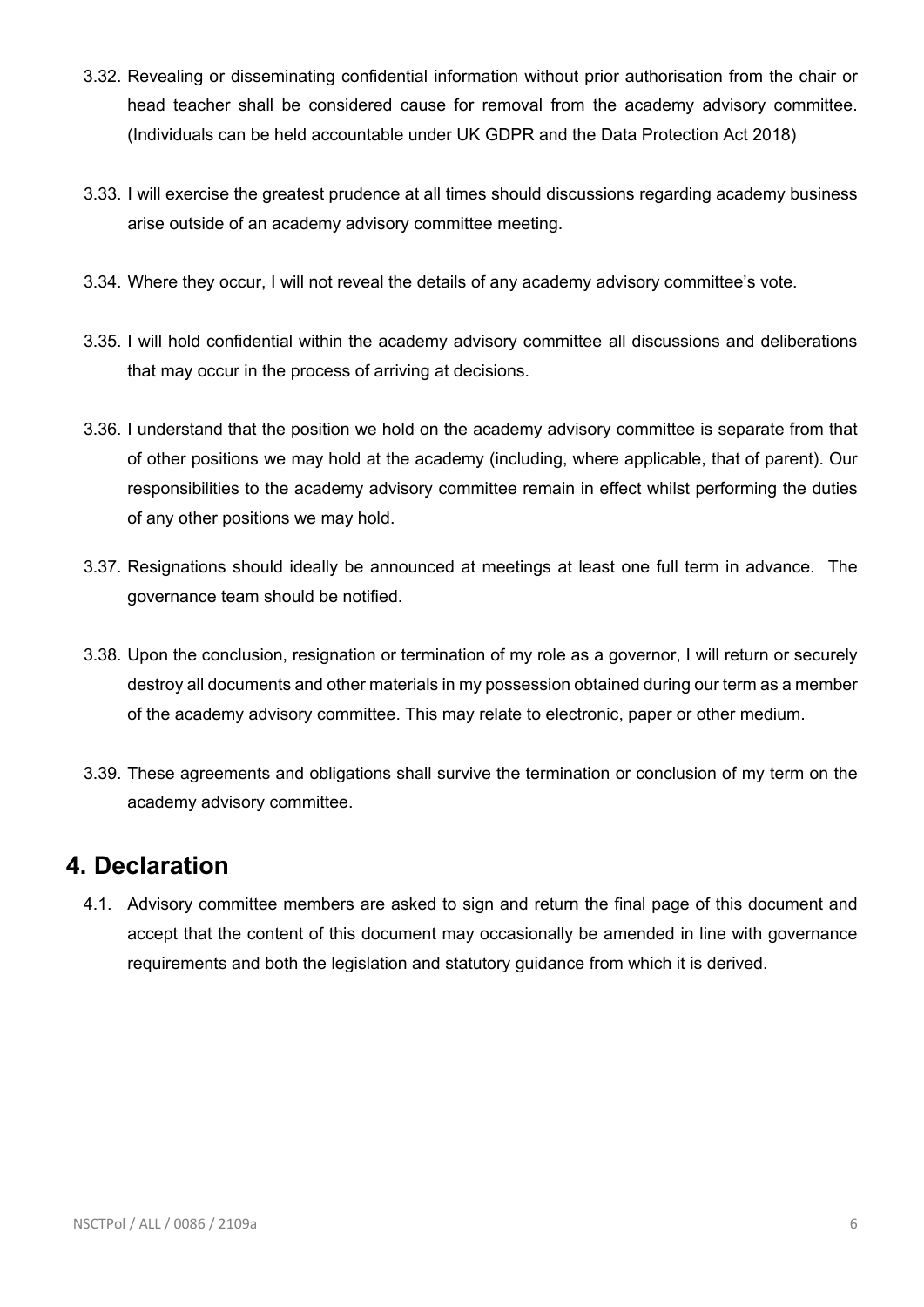3.32. Revealing or disseminating confidential information without prior authorisation from the chair or head teacher shall be considered cause for removal from the academy advisory committee. (Individuals can be held accountable under UK GDPR and the Data Protection Act 2018)

3.33. I will exercise the greatest prudence at all times should discussions regarding academy business arise outside of an academy advisory committee meeting.

3.34. Where they occur, I will not reveal the details of any academy advisory committee's vote.

3.35. I will hold confidential within the academy advisory committee all discussions and deliberations that may occur in the process of arriving at decisions.

3.36. I understand that the position we hold on the academy advisory committee is separate from that of other positions we may hold at the academy (including, where applicable, that of parent). Our responsibilities to the academy advisory committee remain in effect whilst performing the duties of any other positions we may hold.

3.37. Resignations should ideally be announced at meetings at least one full term in advance. The governance team should be notified.

3.38. Upon the conclusion, resignation or termination of my role as a governor, I will return or securely destroy all documents and other materials in my possession obtained during our term as a member of the academy advisory committee. This may relate to electronic, paper or other medium.

3.39. These agreements and obligations shall survive the termination or conclusion of my term on the academy advisory committee.

## 4. Declaration

4.1. Advisory committee members are asked to sign and return the final page of this document and accept that the content of this document may occasionally be amended in line with governance requirements and both the legislation and statutory guidance from which it is derived.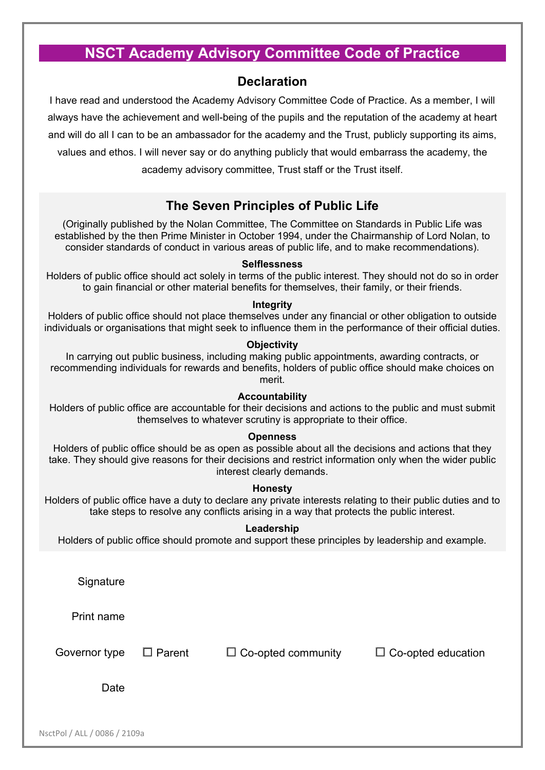# NSCT Academy Advisory Committee Code of Practice

## Declaration

I have read and understood the Academy Advisory Committee Code of Practice. As a member, I will always have the achievement and well-being of the pupils and the reputation of the academy at heart and will do all I can to be an ambassador for the academy and the Trust, publicly supporting its aims, values and ethos. I will never say or do anything publicly that would embarrass the academy, the academy advisory committee, Trust staff or the Trust itself.

## The Seven Principles of Public Life

(Originally published by the Nolan Committee, The Committee on Standards in Public Life was established by the then Prime Minister in October 1994, under the Chairmanship of Lord Nolan, to consider standards of conduct in various areas of public life, and to make recommendations).

**Selflessness**
Holders of public office should act solely in terms of the public interest. They should not do so in order to gain financial or other material benefits for themselves, their family, or their friends.

**Integrity**
Holders of public office should not place themselves under any financial or other obligation to outside individuals or organisations that might seek to influence them in the performance of their official duties.

**Objectivity**
In carrying out public business, including making public appointments, awarding contracts, or recommending individuals for rewards and benefits, holders of public office should make choices on merit.

**Accountability**
Holders of public office are accountable for their decisions and actions to the public and must submit themselves to whatever scrutiny is appropriate to their office.

**Openness**
Holders of public office should be as open as possible about all the decisions and actions that they take. They should give reasons for their decisions and restrict information only when the wider public interest clearly demands.

**Honesty**
Holders of public office have a duty to declare any private interests relating to their public duties and to take steps to resolve any conflicts arising in a way that protects the public interest.

**Leadership**
Holders of public office should promote and support these principles by leadership and example.

Signature

Print name

Governor type ☐ Parent ☐ Co-opted community ☐ Co-opted education

Date

NsctPol / ALL / 0086 / 2109a